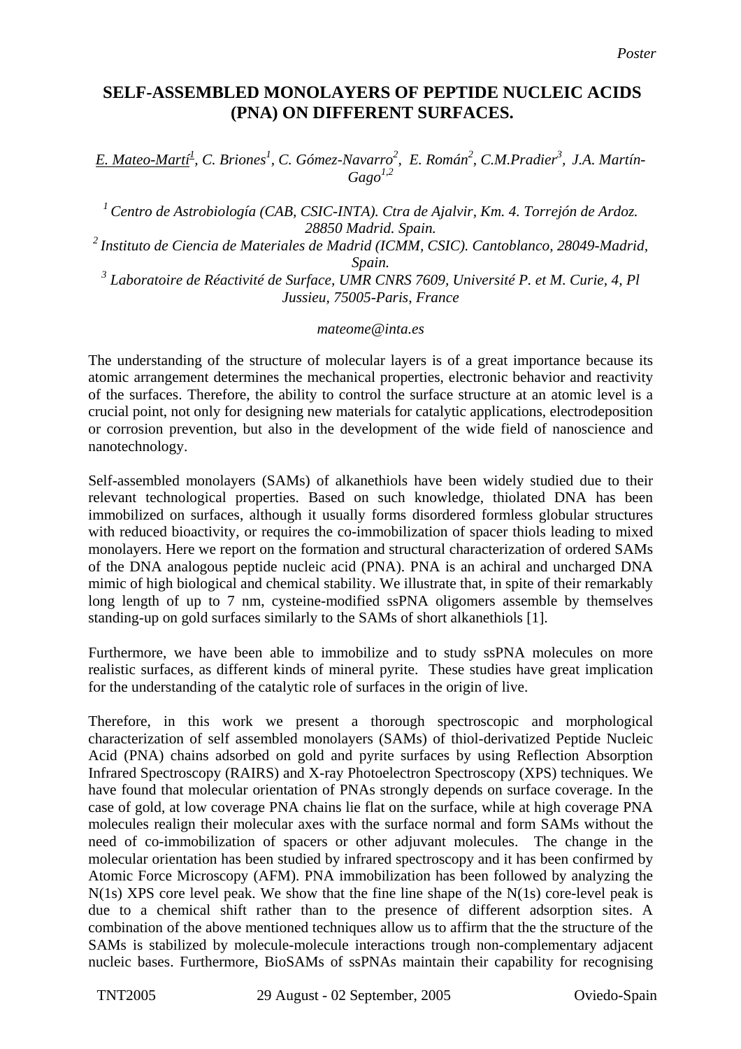*Poster*

# SELF-ASSEMBLED MONOLAYERS OF PEPTIDE NUCLEIC ACIDS (PNA) ON DIFFERENT SURFACES.

*E. Mateo-Martí[1], C. Briones[1], C. Gómez-Navarro[2], E. Román[2], C.M.Pradier[3], J.A. Martín-Gago[1,2]*

*[1] Centro de Astrobiología (CAB, CSIC-INTA). Ctra de Ajalvir, Km. 4. Torrejón de Ardoz. 28850 Madrid. Spain.*
*[2] Instituto de Ciencia de Materiales de Madrid (ICMM, CSIC). Cantoblanco, 28049-Madrid, Spain.*
*[3] Laboratoire de Réactivité de Surface, UMR CNRS 7609, Université P. et M. Curie, 4, Pl Jussieu, 75005-Paris, France*

*mateome@inta.es*

The understanding of the structure of molecular layers is of a great importance because its atomic arrangement determines the mechanical properties, electronic behavior and reactivity of the surfaces. Therefore, the ability to control the surface structure at an atomic level is a crucial point, not only for designing new materials for catalytic applications, electrodeposition or corrosion prevention, but also in the development of the wide field of nanoscience and nanotechnology.

Self-assembled monolayers (SAMs) of alkanethiols have been widely studied due to their relevant technological properties. Based on such knowledge, thiolated DNA has been immobilized on surfaces, although it usually forms disordered formless globular structures with reduced bioactivity, or requires the co-immobilization of spacer thiols leading to mixed monolayers. Here we report on the formation and structural characterization of ordered SAMs of the DNA analogous peptide nucleic acid (PNA). PNA is an achiral and uncharged DNA mimic of high biological and chemical stability. We illustrate that, in spite of their remarkably long length of up to 7 nm, cysteine-modified ssPNA oligomers assemble by themselves standing-up on gold surfaces similarly to the SAMs of short alkanethiols [1].

Furthermore, we have been able to immobilize and to study ssPNA molecules on more realistic surfaces, as different kinds of mineral pyrite. These studies have great implication for the understanding of the catalytic role of surfaces in the origin of live.

Therefore, in this work we present a thorough spectroscopic and morphological characterization of self assembled monolayers (SAMs) of thiol-derivatized Peptide Nucleic Acid (PNA) chains adsorbed on gold and pyrite surfaces by using Reflection Absorption Infrared Spectroscopy (RAIRS) and X-ray Photoelectron Spectroscopy (XPS) techniques. We have found that molecular orientation of PNAs strongly depends on surface coverage. In the case of gold, at low coverage PNA chains lie flat on the surface, while at high coverage PNA molecules realign their molecular axes with the surface normal and form SAMs without the need of co-immobilization of spacers or other adjuvant molecules. The change in the molecular orientation has been studied by infrared spectroscopy and it has been confirmed by Atomic Force Microscopy (AFM). PNA immobilization has been followed by analyzing the N(1s) XPS core level peak. We show that the fine line shape of the N(1s) core-level peak is due to a chemical shift rather than to the presence of different adsorption sites. A combination of the above mentioned techniques allow us to affirm that the the structure of the SAMs is stabilized by molecule-molecule interactions trough non-complementary adjacent nucleic bases. Furthermore, BioSAMs of ssPNAs maintain their capability for recognising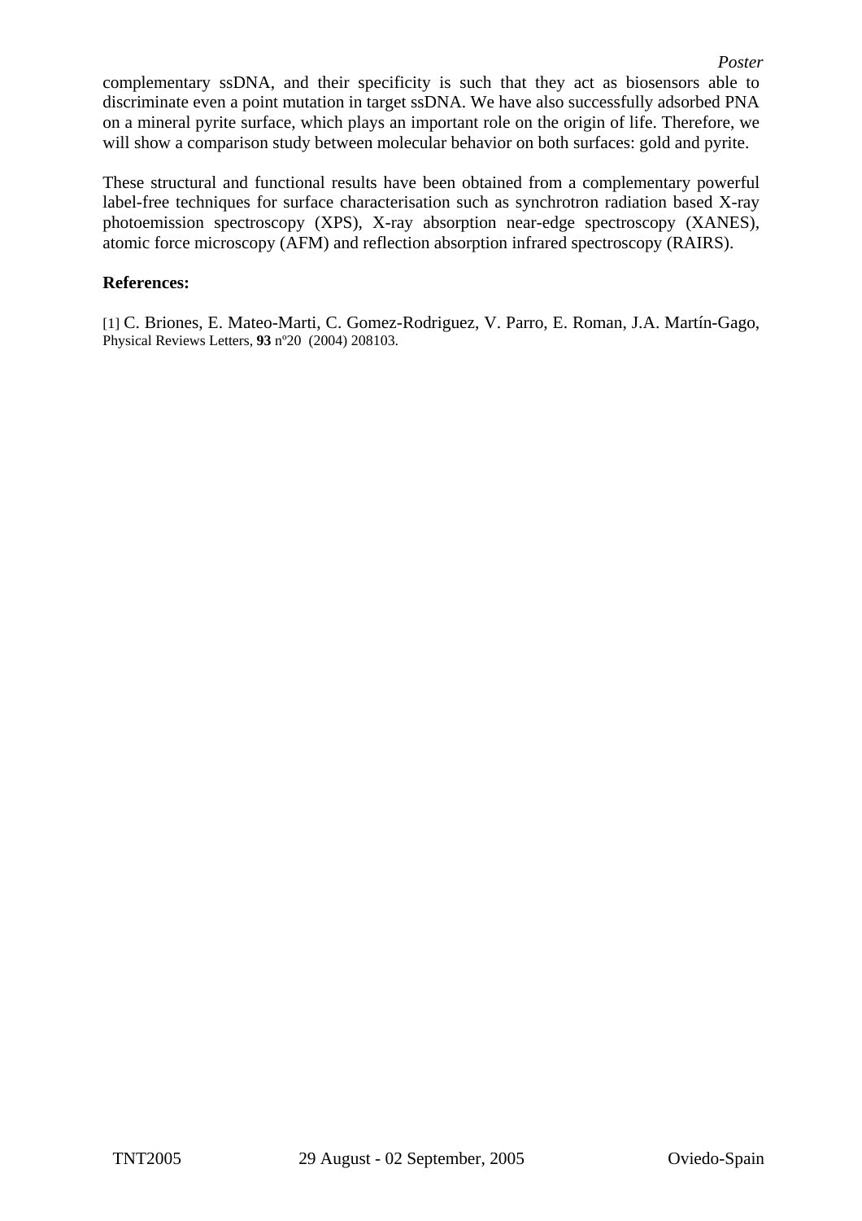complementary ssDNA, and their specificity is such that they act as biosensors able to discriminate even a point mutation in target ssDNA. We have also successfully adsorbed PNA on a mineral pyrite surface, which plays an important role on the origin of life. Therefore, we will show a comparison study between molecular behavior on both surfaces: gold and pyrite.

These structural and functional results have been obtained from a complementary powerful label-free techniques for surface characterisation such as synchrotron radiation based X-ray photoemission spectroscopy (XPS), X-ray absorption near-edge spectroscopy (XANES), atomic force microscopy (AFM) and reflection absorption infrared spectroscopy (RAIRS).

**References:**

[1] C. Briones, E. Mateo-Marti, C. Gomez-Rodriguez, V. Parro, E. Roman, J.A. Martín-Gago, Physical Reviews Letters, **93** nº20 (2004) 208103.